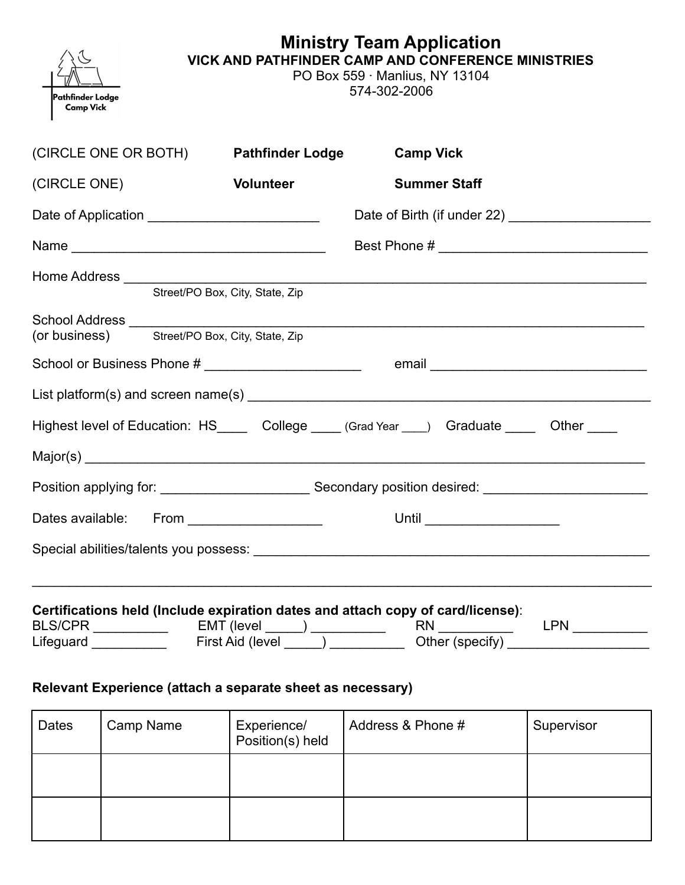# Ministry Team Application

**VICK AND PATHFINDER CAMP AND CONFERENCE MINISTRIES**

PO Box 559 · Manlius, NY 13104

574-302-2006

Pathfinder Lodge
Camp Vick

(CIRCLE ONE OR BOTH) **Pathfinder Lodge** **Camp Vick**

(CIRCLE ONE) **Volunteer** **Summer Staff**

Date of Application ______________________ Date of Birth (if under 22) ___________________

Name _________________________________ Best Phone # ___________________________

Home Address ____________________________________________________________________
Street/PO Box, City, State, Zip

School Address ___________________________________________________________________
(or business) Street/PO Box, City, State, Zip

School or Business Phone # ____________________ email ____________________________

List platform(s) and screen name(s) ______________________________________________________

Highest level of Education: HS____ College ____ (Grad Year ____) Graduate ____ Other ____

Major(s) __________________________________________________________________________

Position applying for: ___________________ Secondary position desired: _____________________

Dates available: From _________________ Until _________________

Special abilities/talents you possess: _____________________________________________________

__________________________________________________________________________________

**Certifications held (Include expiration dates and attach copy of card/license)**:
BLS/CPR __________ EMT (level _____) __________ RN __________ LPN __________
Lifeguard __________ First Aid (level _____) __________ Other (specify) ___________________

**Relevant Experience (attach a separate sheet as necessary)**

| Dates | Camp Name | Experience/ Position(s) held | Address & Phone # | Supervisor |
|---|---|---|---|---|
| | | | | |
| | | | | |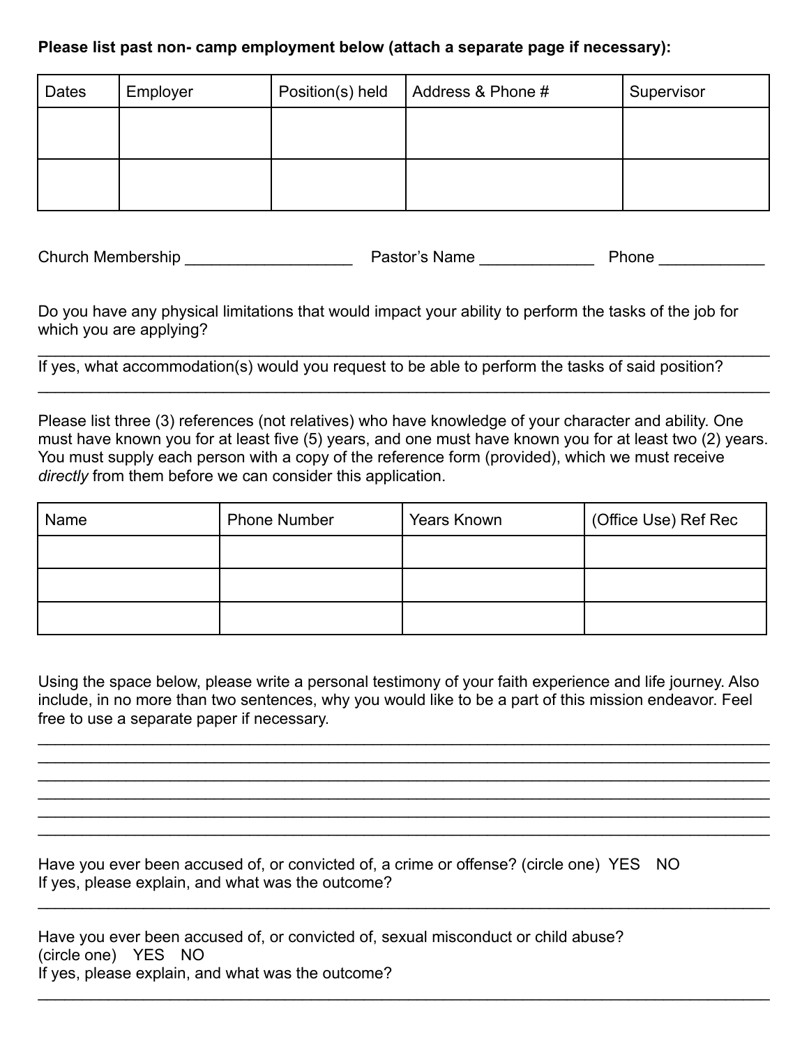**Please list past non- camp employment below (attach a separate page if necessary):**

| Dates | Employer | Position(s) held | Address & Phone # | Supervisor |
|---|---|---|---|---|
| | | | | |
| | | | | |

Church Membership ___________________ Pastor's Name _____________ Phone ____________

Do you have any physical limitations that would impact your ability to perform the tasks of the job for which you are applying?

______________________________________________________________________________

If yes, what accommodation(s) would you request to be able to perform the tasks of said position?

______________________________________________________________________________

Please list three (3) references (not relatives) who have knowledge of your character and ability. One must have known you for at least five (5) years, and one must have known you for at least two (2) years. You must supply each person with a copy of the reference form (provided), which we must receive *directly* from them before we can consider this application.

| Name | Phone Number | Years Known | (Office Use) Ref Rec |
|---|---|---|---|
| | | | |
| | | | |
| | | | |

Using the space below, please write a personal testimony of your faith experience and life journey. Also include, in no more than two sentences, why you would like to be a part of this mission endeavor. Feel free to use a separate paper if necessary.

______________________________________________________________________________
______________________________________________________________________________
______________________________________________________________________________
______________________________________________________________________________
______________________________________________________________________________
______________________________________________________________________________

Have you ever been accused of, or convicted of, a crime or offense? (circle one) YES NO
If yes, please explain, and what was the outcome?

______________________________________________________________________________

Have you ever been accused of, or convicted of, sexual misconduct or child abuse?
(circle one) YES NO
If yes, please explain, and what was the outcome?

______________________________________________________________________________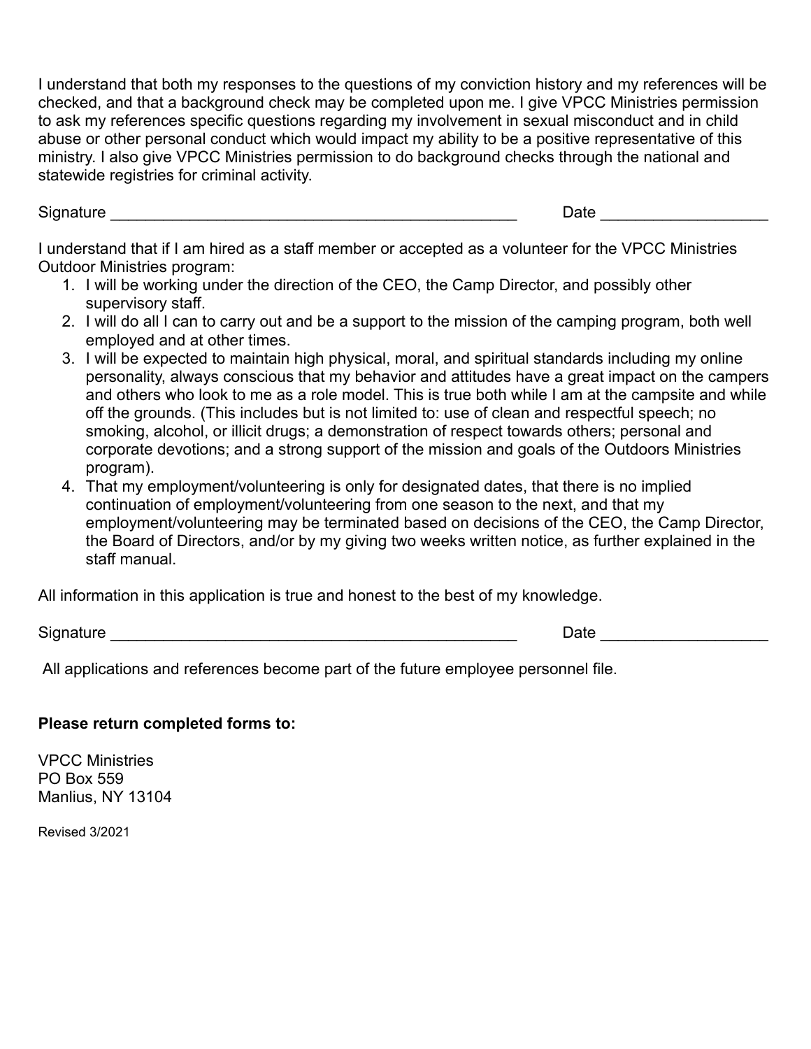I understand that both my responses to the questions of my conviction history and my references will be checked, and that a background check may be completed upon me. I give VPCC Ministries permission to ask my references specific questions regarding my involvement in sexual misconduct and in child abuse or other personal conduct which would impact my ability to be a positive representative of this ministry. I also give VPCC Ministries permission to do background checks through the national and statewide registries for criminal activity.

Signature _______________________________________________ Date ___________________

I understand that if I am hired as a staff member or accepted as a volunteer for the VPCC Ministries Outdoor Ministries program:

1. I will be working under the direction of the CEO, the Camp Director, and possibly other supervisory staff.
2. I will do all I can to carry out and be a support to the mission of the camping program, both well employed and at other times.
3. I will be expected to maintain high physical, moral, and spiritual standards including my online personality, always conscious that my behavior and attitudes have a great impact on the campers and others who look to me as a role model. This is true both while I am at the campsite and while off the grounds. (This includes but is not limited to: use of clean and respectful speech; no smoking, alcohol, or illicit drugs; a demonstration of respect towards others; personal and corporate devotions; and a strong support of the mission and goals of the Outdoors Ministries program).
4. That my employment/volunteering is only for designated dates, that there is no implied continuation of employment/volunteering from one season to the next, and that my employment/volunteering may be terminated based on decisions of the CEO, the Camp Director, the Board of Directors, and/or by my giving two weeks written notice, as further explained in the staff manual.

All information in this application is true and honest to the best of my knowledge.

Signature ________________________________________________ Date ___________________

All applications and references become part of the future employee personnel file.

**Please return completed forms to:**

VPCC Ministries
PO Box 559
Manlius, NY 13104

Revised 3/2021